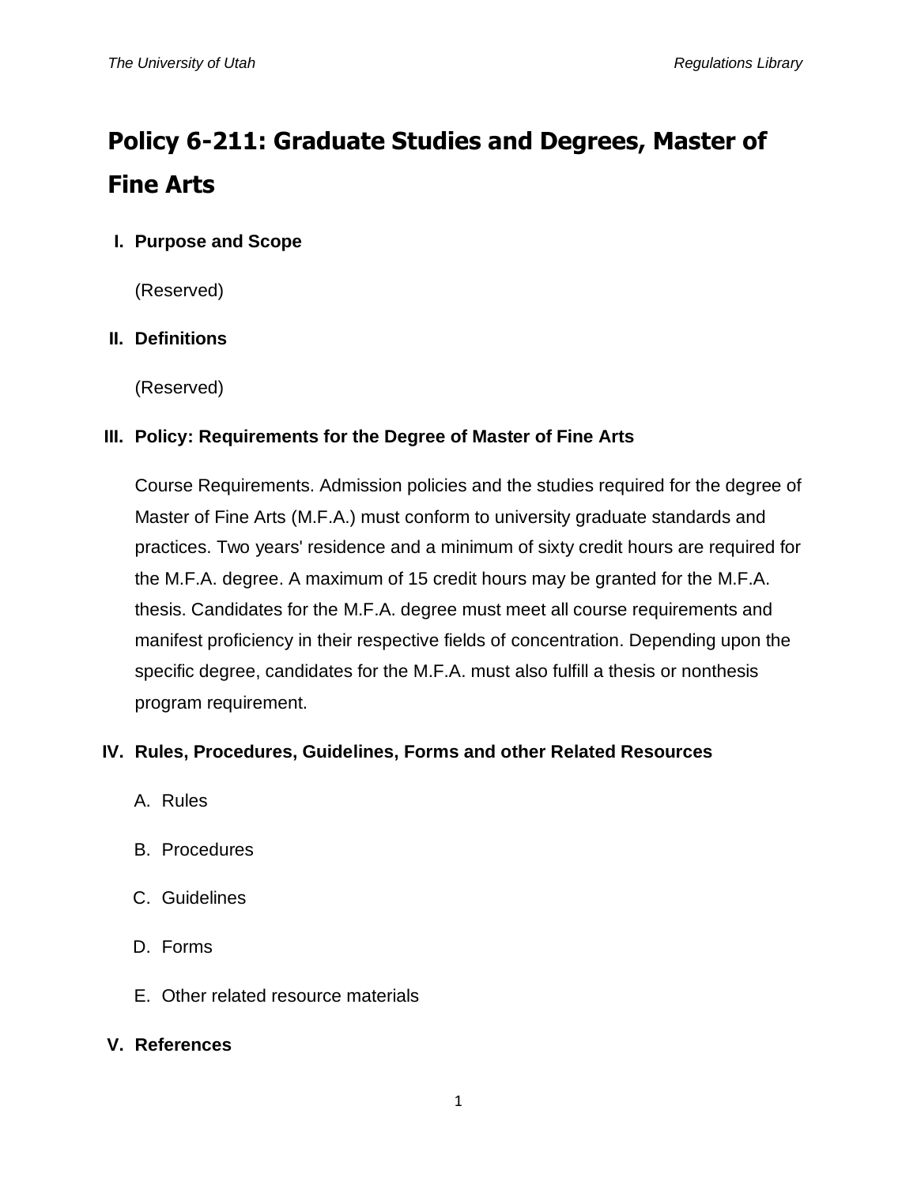# Policy 6-211: Graduate Studies and Degrees, Master of Fine Arts

## I. Purpose and Scope

(Reserved)

## II. Definitions

(Reserved)

## III. Policy: Requirements for the Degree of Master of Fine Arts

Course Requirements. Admission policies and the studies required for the degree of Master of Fine Arts (M.F.A.) must conform to university graduate standards and practices. Two years' residence and a minimum of sixty credit hours are required for the M.F.A. degree. A maximum of 15 credit hours may be granted for the M.F.A. thesis. Candidates for the M.F.A. degree must meet all course requirements and manifest proficiency in their respective fields of concentration. Depending upon the specific degree, candidates for the M.F.A. must also fulfill a thesis or nonthesis program requirement.

## IV. Rules, Procedures, Guidelines, Forms and other Related Resources

A. Rules

B. Procedures

C. Guidelines

D. Forms

E. Other related resource materials

## V. References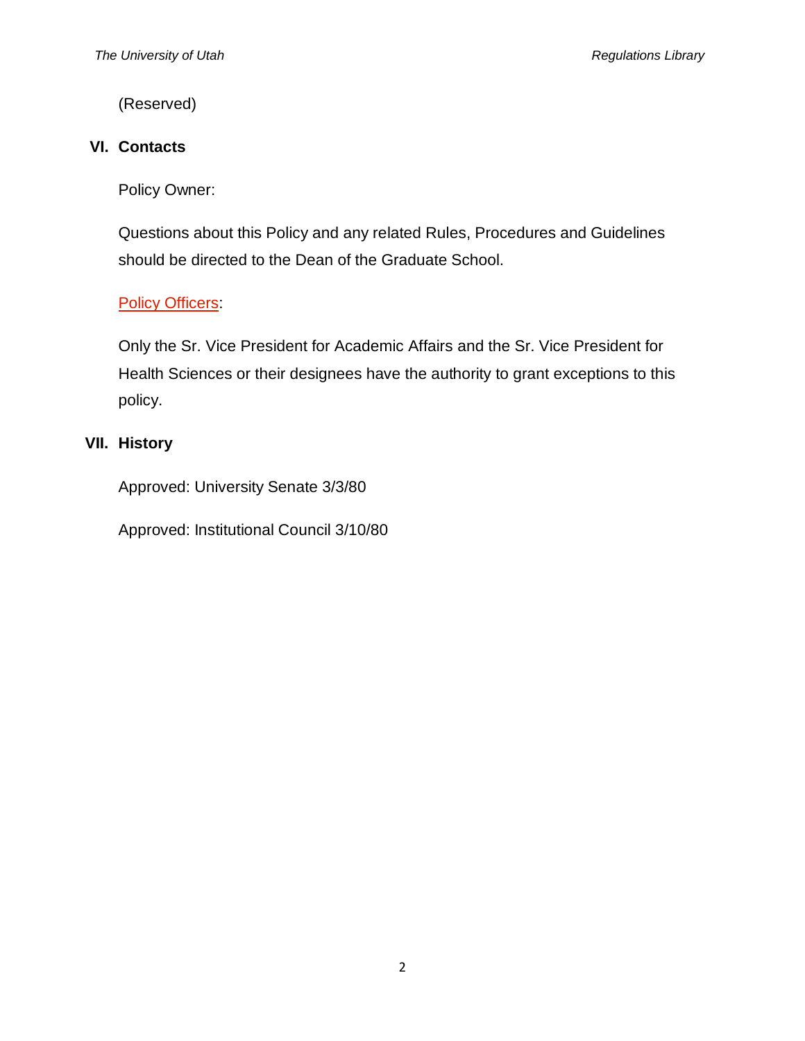(Reserved)

## VI. Contacts

Policy Owner:

Questions about this Policy and any related Rules, Procedures and Guidelines should be directed to the Dean of the Graduate School.

Policy Officers:

Only the Sr. Vice President for Academic Affairs and the Sr. Vice President for Health Sciences or their designees have the authority to grant exceptions to this policy.

## VII. History

Approved: University Senate 3/3/80

Approved: Institutional Council 3/10/80